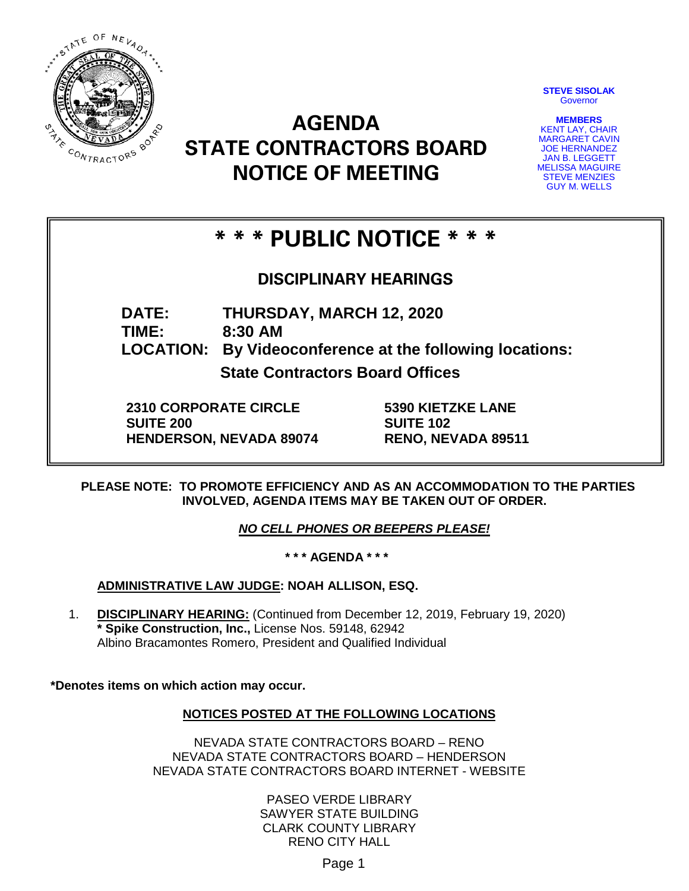STEVE SISOLAK
Governor

**MEMBERS**
KENT LAY, CHAIR
MARGARET CAVIN
JOE HERNANDEZ
JAN B. LEGGETT
MELISSA MAGUIRE
STEVE MENZIES
GUY M. WELLS

# AGENDA
# STATE CONTRACTORS BOARD
# NOTICE OF MEETING

## * * * PUBLIC NOTICE * * *

### DISCIPLINARY HEARINGS

**DATE:** THURSDAY, MARCH 12, 2020
**TIME:** 8:30 AM
**LOCATION:** By Videoconference at the following locations:

**State Contractors Board Offices**

**2310 CORPORATE CIRCLE**
**SUITE 200**
**HENDERSON, NEVADA 89074**

**5390 KIETZKE LANE**
**SUITE 102**
**RENO, NEVADA 89511**

**PLEASE NOTE: TO PROMOTE EFFICIENCY AND AS AN ACCOMMODATION TO THE PARTIES INVOLVED, AGENDA ITEMS MAY BE TAKEN OUT OF ORDER.**

***NO CELL PHONES OR BEEPERS PLEASE!***

**\* \* \* AGENDA \* \* \***

**ADMINISTRATIVE LAW JUDGE: NOAH ALLISON, ESQ.**

1. **DISCIPLINARY HEARING:** (Continued from December 12, 2019, February 19, 2020)
   **\* Spike Construction, Inc.,** License Nos. 59148, 62942
   Albino Bracamontes Romero, President and Qualified Individual

**\*Denotes items on which action may occur.**

**NOTICES POSTED AT THE FOLLOWING LOCATIONS**

NEVADA STATE CONTRACTORS BOARD – RENO
NEVADA STATE CONTRACTORS BOARD – HENDERSON
NEVADA STATE CONTRACTORS BOARD INTERNET - WEBSITE

PASEO VERDE LIBRARY
SAWYER STATE BUILDING
CLARK COUNTY LIBRARY
RENO CITY HALL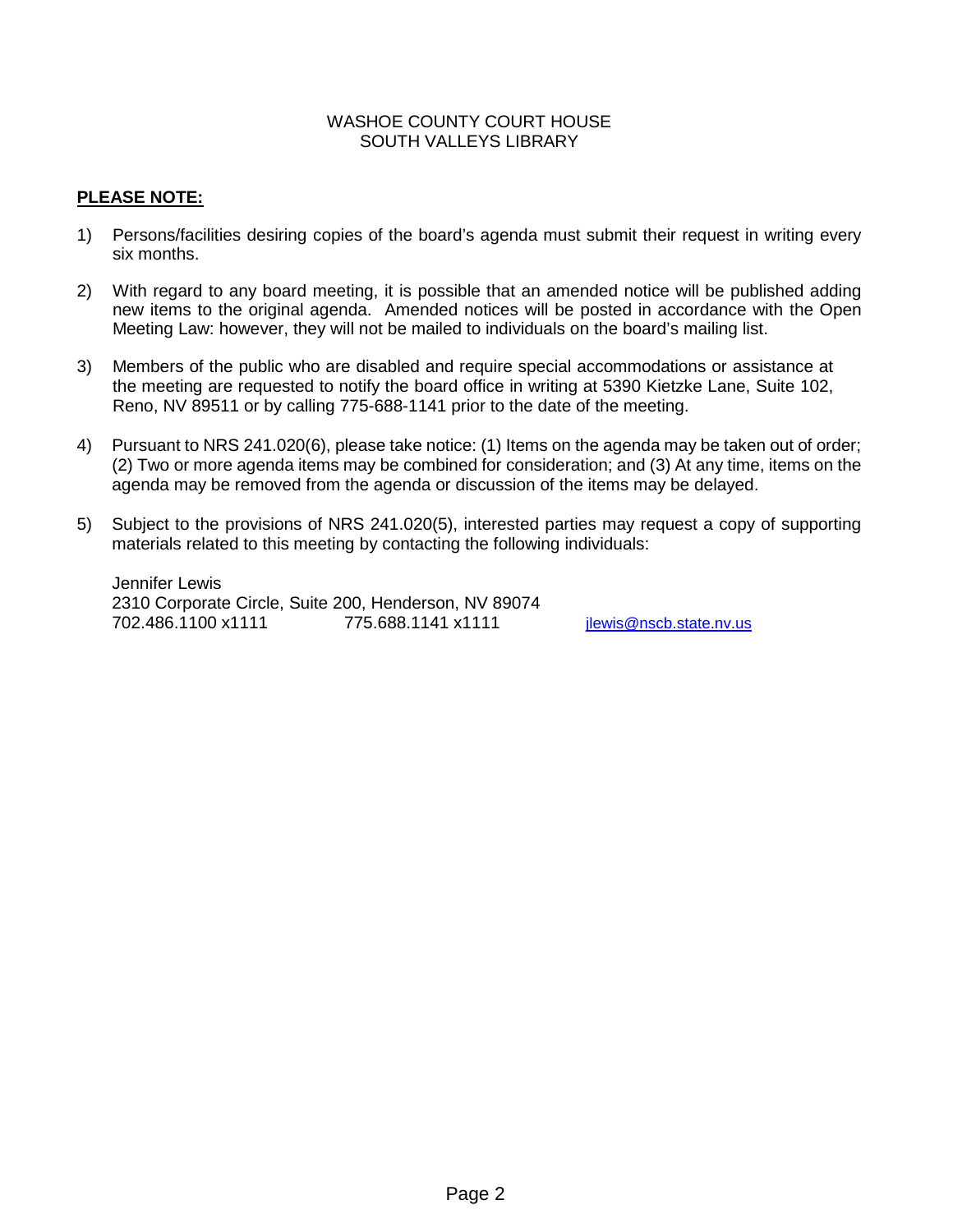WASHOE COUNTY COURT HOUSE
SOUTH VALLEYS LIBRARY

**PLEASE NOTE:**

1) Persons/facilities desiring copies of the board's agenda must submit their request in writing every six months.

2) With regard to any board meeting, it is possible that an amended notice will be published adding new items to the original agenda. Amended notices will be posted in accordance with the Open Meeting Law: however, they will not be mailed to individuals on the board's mailing list.

3) Members of the public who are disabled and require special accommodations or assistance at the meeting are requested to notify the board office in writing at 5390 Kietzke Lane, Suite 102, Reno, NV 89511 or by calling 775-688-1141 prior to the date of the meeting.

4) Pursuant to NRS 241.020(6), please take notice: (1) Items on the agenda may be taken out of order; (2) Two or more agenda items may be combined for consideration; and (3) At any time, items on the agenda may be removed from the agenda or discussion of the items may be delayed.

5) Subject to the provisions of NRS 241.020(5), interested parties may request a copy of supporting materials related to this meeting by contacting the following individuals:

   Jennifer Lewis
   2310 Corporate Circle, Suite 200, Henderson, NV 89074
   702.486.1100 x1111 775.688.1141 x1111 jlewis@nscb.state.nv.us